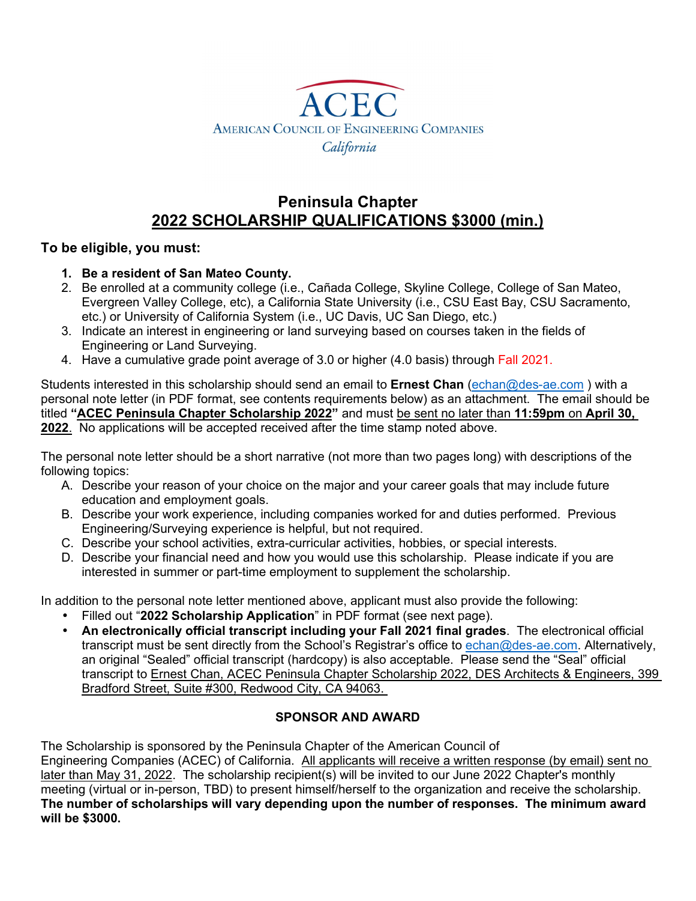ACEC
AMERICAN COUNCIL OF ENGINEERING COMPANIES
*California*

# Peninsula Chapter
## 2022 SCHOLARSHIP QUALIFICATIONS $3000 (min.)

### To be eligible, you must:

1. **Be a resident of San Mateo County.**
2. Be enrolled at a community college (i.e., Cañada College, Skyline College, College of San Mateo, Evergreen Valley College, etc), a California State University (i.e., CSU East Bay, CSU Sacramento, etc.) or University of California System (i.e., UC Davis, UC San Diego, etc.)
3. Indicate an interest in engineering or land surveying based on courses taken in the fields of Engineering or Land Surveying.
4. Have a cumulative grade point average of 3.0 or higher (4.0 basis) through Fall 2021.

Students interested in this scholarship should send an email to **Ernest Chan** (echan@des-ae.com ) with a personal note letter (in PDF format, see contents requirements below) as an attachment. The email should be titled **"ACEC Peninsula Chapter Scholarship 2022"** and must be sent no later than **11:59pm** on **April 30, 2022**. No applications will be accepted received after the time stamp noted above.

The personal note letter should be a short narrative (not more than two pages long) with descriptions of the following topics:

A. Describe your reason of your choice on the major and your career goals that may include future education and employment goals.
B. Describe your work experience, including companies worked for and duties performed. Previous Engineering/Surveying experience is helpful, but not required.
C. Describe your school activities, extra-curricular activities, hobbies, or special interests.
D. Describe your financial need and how you would use this scholarship. Please indicate if you are interested in summer or part-time employment to supplement the scholarship.

In addition to the personal note letter mentioned above, applicant must also provide the following:

- Filled out "**2022 Scholarship Application**" in PDF format (see next page).
- **An electronically official transcript including your Fall 2021 final grades**. The electronical official transcript must be sent directly from the School's Registrar's office to echan@des-ae.com. Alternatively, an original "Sealed" official transcript (hardcopy) is also acceptable. Please send the "Seal" official transcript to Ernest Chan, ACEC Peninsula Chapter Scholarship 2022, DES Architects & Engineers, 399 Bradford Street, Suite #300, Redwood City, CA 94063.

### SPONSOR AND AWARD

The Scholarship is sponsored by the Peninsula Chapter of the American Council of Engineering Companies (ACEC) of California. All applicants will receive a written response (by email) sent no later than May 31, 2022. The scholarship recipient(s) will be invited to our June 2022 Chapter's monthly meeting (virtual or in-person, TBD) to present himself/herself to the organization and receive the scholarship. **The number of scholarships will vary depending upon the number of responses. The minimum award will be $3000.**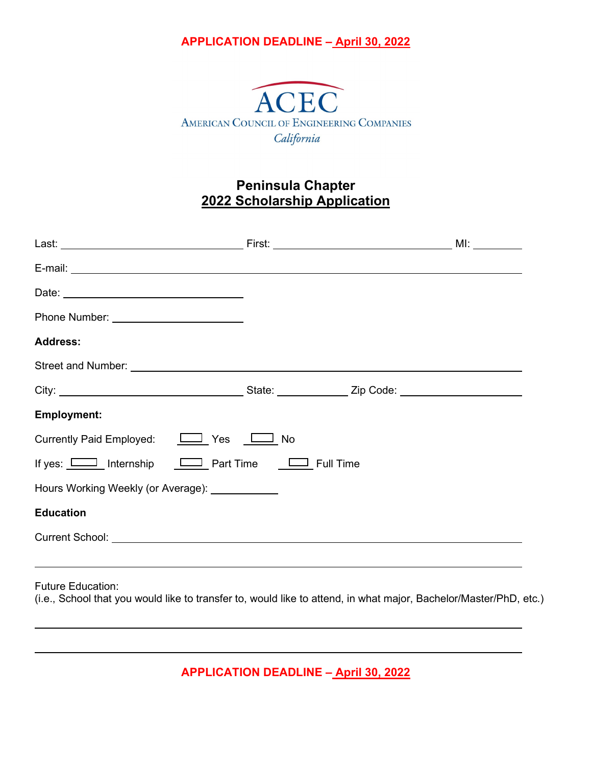**APPLICATION DEADLINE – April 30, 2022**

ACEC
AMERICAN COUNCIL OF ENGINEERING COMPANIES
*California*

## Peninsula Chapter
## 2022 Scholarship Application

Last: ______________________ First: ______________________ MI: ________

E-mail: ______________________________________________

Date: ______________________

Phone Number: ______________________

**Address:**

Street and Number: ______________________________________________

City: ______________________ State: ____________ Zip Code: ______________________

**Employment:**

Currently Paid Employed: ☐ Yes ☐ No

If yes: ☐ Internship ☐ Part Time ☐ Full Time

Hours Working Weekly (or Average): ____________

**Education**

Current School: ______________________________________________

______________________________________________

Future Education:
(i.e., School that you would like to transfer to, would like to attend, in what major, Bachelor/Master/PhD, etc.)

______________________________________________

______________________________________________

**APPLICATION DEADLINE – April 30, 2022**